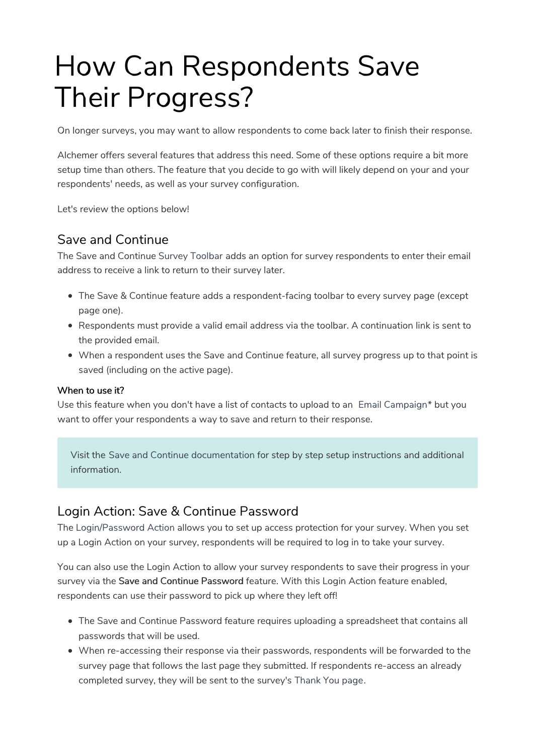# How Can Respondents Save Their Progress?

On longer surveys, you may want to allow respondents to come back later to finish their response.

Alchemer offers several features that address this need. Some of these options require a bit more setup time than others. The feature that you decide to go with will likely depend on your and your respondents' needs, as well as your survey configuration.

Let's review the options below!

## Save and Continue

The Save and Continue Survey Toolbar adds an option for survey respondents to enter their email address to receive a link to return to their survey later.

- The Save & Continue feature adds a respondent-facing toolbar to every survey page (except page one).
- Respondents must provide a valid email address via the toolbar. A continuation link is sent to the provided email.
- When a respondent uses the Save and Continue feature, all survey progress up to that point is saved (including on the active page).

#### When to use it?

Use this feature when you don't have a list of contacts to upload to an Email Campaign* but you want to offer your respondents a way to save and return to their response.

> Visit the Save and Continue documentation for step by step setup instructions and additional information.

## Login Action: Save & Continue Password

The Login/Password Action allows you to set up access protection for your survey. When you set up a Login Action on your survey, respondents will be required to log in to take your survey.

You can also use the Login Action to allow your survey respondents to save their progress in your survey via the **Save and Continue Password** feature. With this Login Action feature enabled, respondents can use their password to pick up where they left off!

- The Save and Continue Password feature requires uploading a spreadsheet that contains all passwords that will be used.
- When re-accessing their response via their passwords, respondents will be forwarded to the survey page that follows the last page they submitted. If respondents re-access an already completed survey, they will be sent to the survey's Thank You page.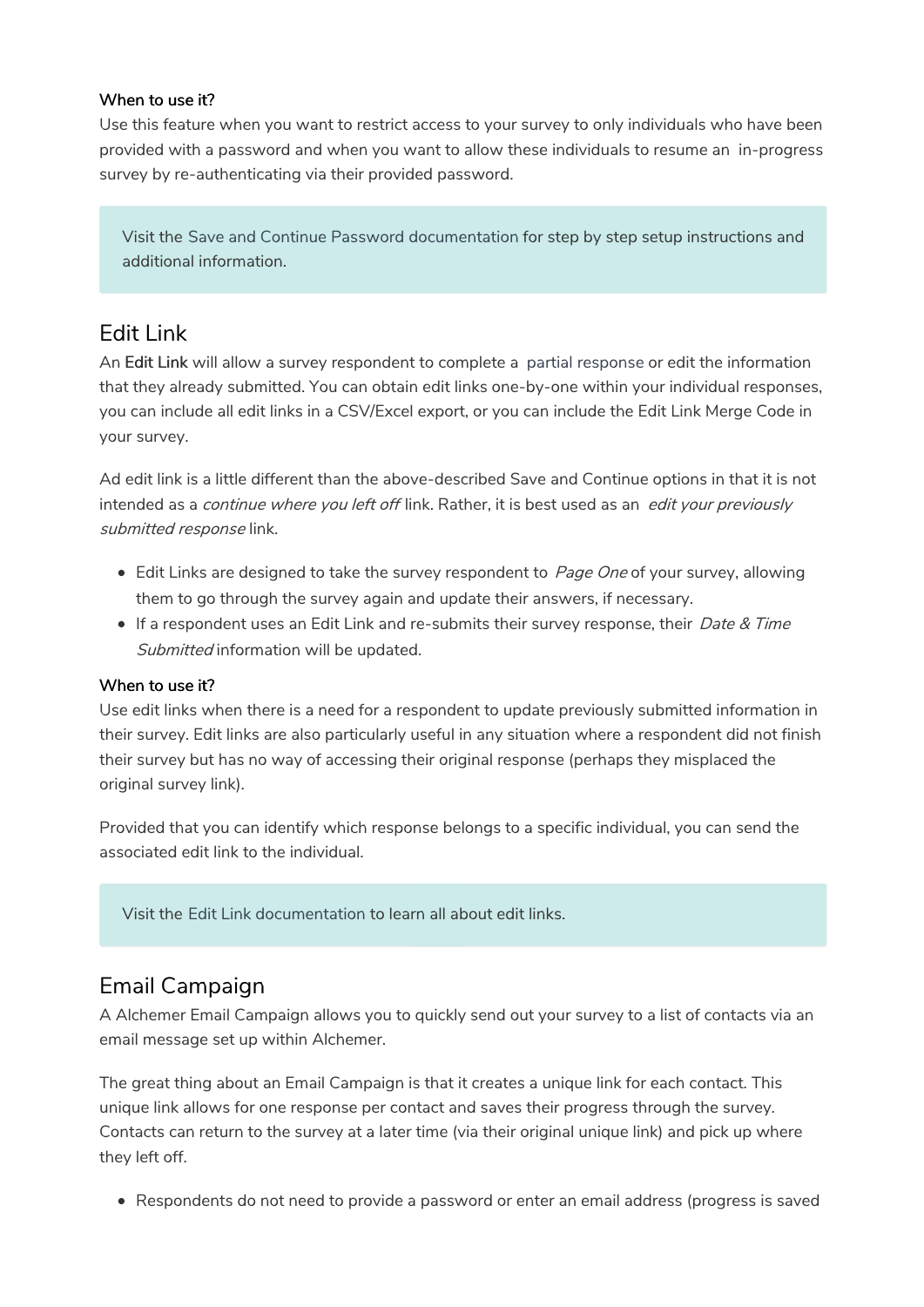**When to use it?**
Use this feature when you want to restrict access to your survey to only individuals who have been provided with a password and when you want to allow these individuals to resume an in-progress survey by re-authenticating via their provided password.

> Visit the Save and Continue Password documentation for step by step setup instructions and additional information.

## Edit Link

An **Edit Link** will allow a survey respondent to complete a partial response or edit the information that they already submitted. You can obtain edit links one-by-one within your individual responses, you can include all edit links in a CSV/Excel export, or you can include the Edit Link Merge Code in your survey.

Ad edit link is a little different than the above-described Save and Continue options in that it is not intended as a *continue where you left off* link. Rather, it is best used as an *edit your previously submitted response* link.

- Edit Links are designed to take the survey respondent to *Page One* of your survey, allowing them to go through the survey again and update their answers, if necessary.
- If a respondent uses an Edit Link and re-submits their survey response, their *Date & Time Submitted* information will be updated.

**When to use it?**
Use edit links when there is a need for a respondent to update previously submitted information in their survey. Edit links are also particularly useful in any situation where a respondent did not finish their survey but has no way of accessing their original response (perhaps they misplaced the original survey link).

Provided that you can identify which response belongs to a specific individual, you can send the associated edit link to the individual.

> Visit the Edit Link documentation to learn all about edit links.

## Email Campaign

A Alchemer Email Campaign allows you to quickly send out your survey to a list of contacts via an email message set up within Alchemer.

The great thing about an Email Campaign is that it creates a unique link for each contact. This unique link allows for one response per contact and saves their progress through the survey. Contacts can return to the survey at a later time (via their original unique link) and pick up where they left off.

- Respondents do not need to provide a password or enter an email address (progress is saved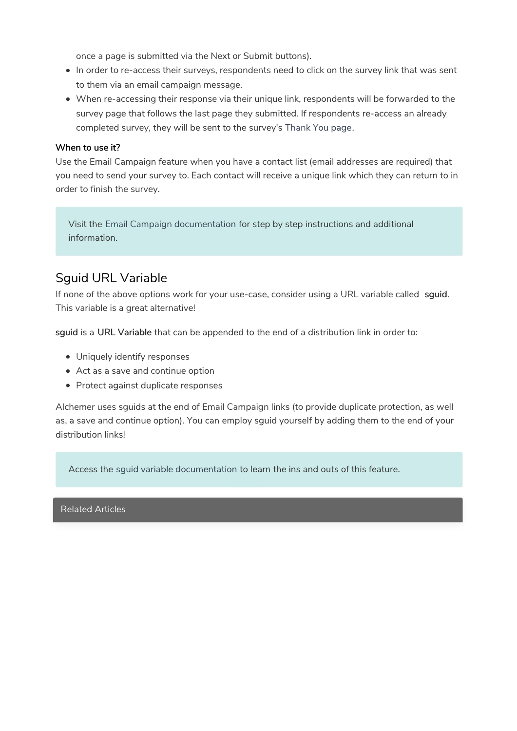once a page is submitted via the Next or Submit buttons).
- In order to re-access their surveys, respondents need to click on the survey link that was sent to them via an email campaign message.
- When re-accessing their response via their unique link, respondents will be forwarded to the survey page that follows the last page they submitted. If respondents re-access an already completed survey, they will be sent to the survey's Thank You page.

**When to use it?**

Use the Email Campaign feature when you have a contact list (email addresses are required) that you need to send your survey to. Each contact will receive a unique link which they can return to in order to finish the survey.

> Visit the Email Campaign documentation for step by step instructions and additional information.

## Sguid URL Variable

If none of the above options work for your use-case, consider using a URL variable called **sguid**. This variable is a great alternative!

**sguid** is a **URL Variable** that can be appended to the end of a distribution link in order to:

- Uniquely identify responses
- Act as a save and continue option
- Protect against duplicate responses

Alchemer uses sguids at the end of Email Campaign links (to provide duplicate protection, as well as, a save and continue option). You can employ sguid yourself by adding them to the end of your distribution links!

> Access the sguid variable documentation to learn the ins and outs of this feature.

Related Articles